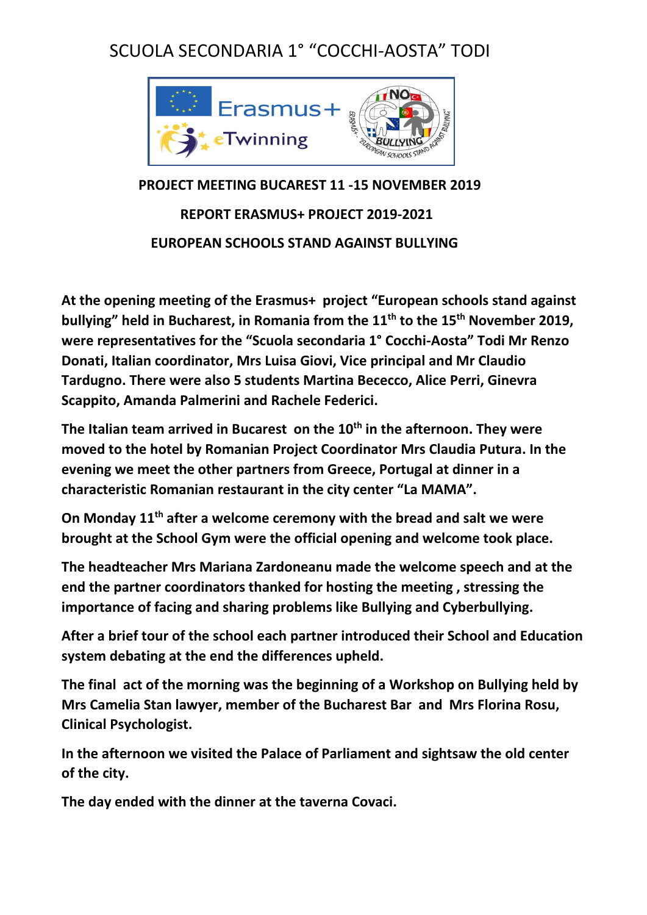# SCUOLA SECONDARIA 1° "COCCHI-AOSTA" TODI

**PROJECT MEETING BUCAREST 11 -15 NOVEMBER 2019**

**REPORT ERASMUS+ PROJECT 2019-2021**

**EUROPEAN SCHOOLS STAND AGAINST BULLYING**

**At the opening meeting of the Erasmus+ project "European schools stand against bullying" held in Bucharest, in Romania from the 11th to the 15th November 2019, were representatives for the "Scuola secondaria 1° Cocchi-Aosta" Todi Mr Renzo Donati, Italian coordinator, Mrs Luisa Giovi, Vice principal and Mr Claudio Tardugno. There were also 5 students Martina Becецco, Alice Perri, Ginevra Scappito, Amanda Palmerini and Rachele Federici.**

**The Italian team arrived in Bucarest on the 10th in the afternoon. They were moved to the hotel by Romanian Project Coordinator Mrs Claudia Putura. In the evening we meet the other partners from Greece, Portugal at dinner in a characteristic Romanian restaurant in the city center "La MAMA".**

**On Monday 11th after a welcome ceremony with the bread and salt we were brought at the School Gym were the official opening and welcome took place.**

**The headteacher Mrs Mariana Zardoneanu made the welcome speech and at the end the partner coordinators thanked for hosting the meeting , stressing the importance of facing and sharing problems like Bullying and Cyberbullying.**

**After a brief tour of the school each partner introduced their School and Education system debating at the end the differences upheld.**

**The final act of the morning was the beginning of a Workshop on Bullying held by Mrs Camelia Stan lawyer, member of the Bucharest Bar and Mrs Florina Rosu, Clinical Psychologist.**

**In the afternoon we visited the Palace of Parliament and sightsaw the old center of the city.**

**The day ended with the dinner at the taverna Covaci.**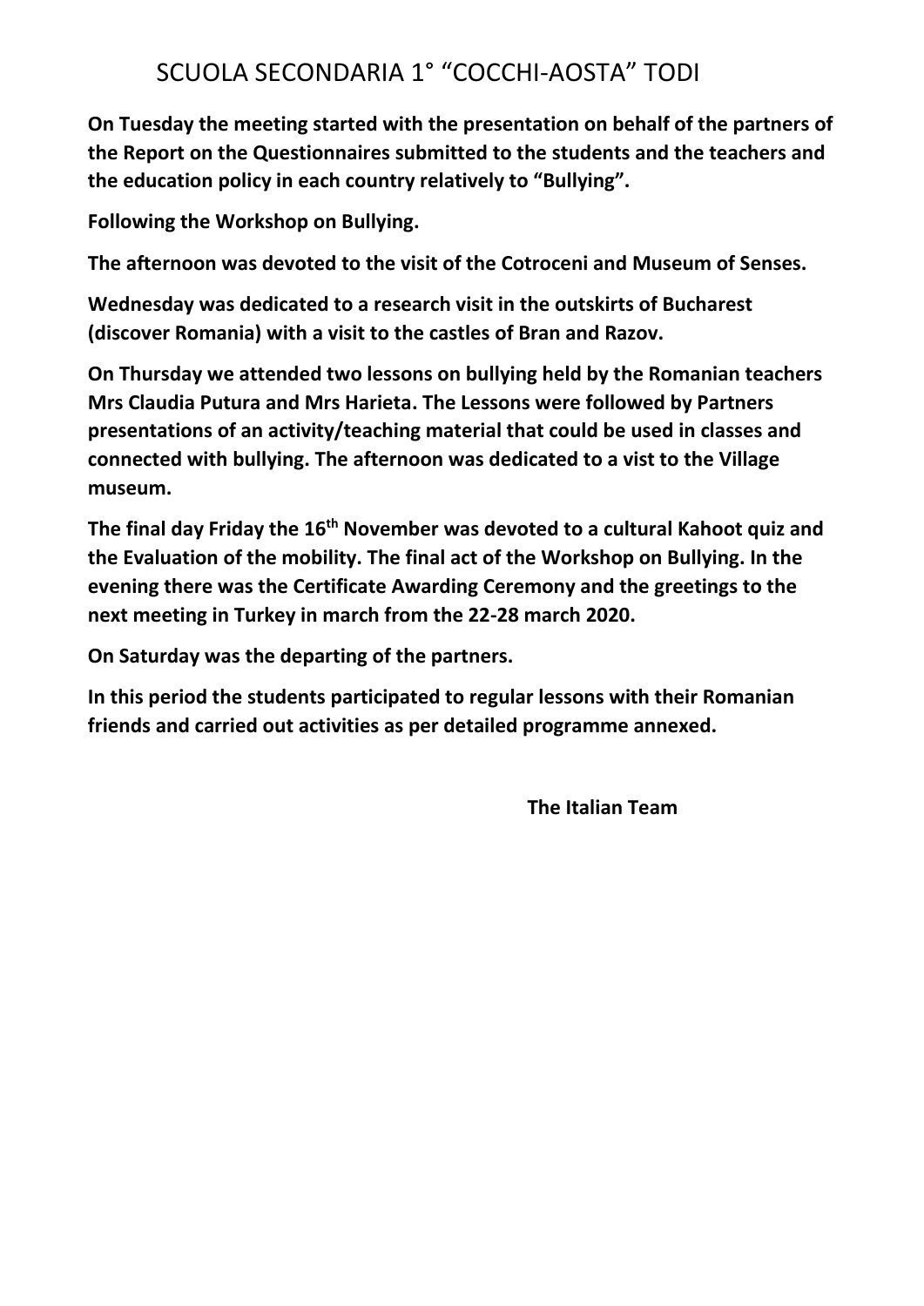# SCUOLA SECONDARIA 1° "COCCHI-AOSTA" TODI

**On Tuesday the meeting started with the presentation on behalf of the partners of the Report on the Questionnaires submitted to the students and the teachers and the education policy in each country relatively to "Bullying".**

**Following the Workshop on Bullying.**

**The afternoon was devoted to the visit of the Cotroceni and Museum of Senses.**

**Wednesday was dedicated to a research visit in the outskirts of Bucharest (discover Romania) with a visit to the castles of Bran and Razov.**

**On Thursday we attended two lessons on bullying held by the Romanian teachers Mrs Claudia Putura and Mrs Harieta. The Lessons were followed by Partners presentations of an activity/teaching material that could be used in classes and connected with bullying. The afternoon was dedicated to a vist to the Village museum.**

**The final day Friday the 16th November was devoted to a cultural Kahoot quiz and the Evaluation of the mobility. The final act of the Workshop on Bullying. In the evening there was the Certificate Awarding Ceremony and the greetings to the next meeting in Turkey in march from the 22-28 march 2020.**

**On Saturday was the departing of the partners.**

**In this period the students participated to regular lessons with their Romanian friends and carried out activities as per detailed programme annexed.**

**The Italian Team**